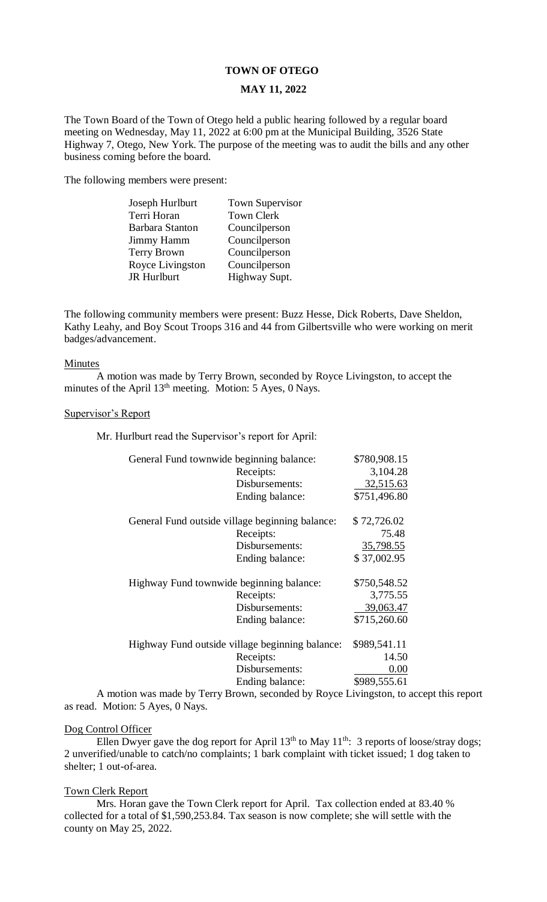# TOWN OF OTEGO

## MAY 11, 2022

The Town Board of the Town of Otego held a public hearing followed by a regular board meeting on Wednesday, May 11, 2022 at 6:00 pm at the Municipal Building, 3526 State Highway 7, Otego, New York. The purpose of the meeting was to audit the bills and any other business coming before the board.

The following members were present:

| | |
|---|---|
| Joseph Hurlburt | Town Supervisor |
| Terri Horan | Town Clerk |
| Barbara Stanton | Councilperson |
| Jimmy Hamm | Councilperson |
| Terry Brown | Councilperson |
| Royce Livingston | Councilperson |
| JR Hurlburt | Highway Supt. |

The following community members were present: Buzz Hesse, Dick Roberts, Dave Sheldon, Kathy Leahy, and Boy Scout Troops 316 and 44 from Gilbertsville who were working on merit badges/advancement.

Minutes

A motion was made by Terry Brown, seconded by Royce Livingston, to accept the minutes of the April 13th meeting. Motion: 5 Ayes, 0 Nays.

Supervisor's Report

Mr. Hurlburt read the Supervisor's report for April:

| | | |
|---|---|---|
| General Fund townwide beginning balance: | | \$780,908.15 |
| | Receipts: | 3,104.28 |
| | Disbursements: | 32,515.63 |
| | Ending balance: | \$751,496.80 |
| General Fund outside village beginning balance: | | \$ 72,726.02 |
| | Receipts: | 75.48 |
| | Disbursements: | 35,798.55 |
| | Ending balance: | \$ 37,002.95 |
| Highway Fund townwide beginning balance: | | \$750,548.52 |
| | Receipts: | 3,775.55 |
| | Disbursements: | 39,063.47 |
| | Ending balance: | \$715,260.60 |
| Highway Fund outside village beginning balance: | | \$989,541.11 |
| | Receipts: | 14.50 |
| | Disbursements: | 0.00 |
| | Ending balance: | \$989,555.61 |

A motion was made by Terry Brown, seconded by Royce Livingston, to accept this report as read. Motion: 5 Ayes, 0 Nays.

Dog Control Officer

Ellen Dwyer gave the dog report for April 13th to May 11th: 3 reports of loose/stray dogs; 2 unverified/unable to catch/no complaints; 1 bark complaint with ticket issued; 1 dog taken to shelter; 1 out-of-area.

Town Clerk Report

Mrs. Horan gave the Town Clerk report for April. Tax collection ended at 83.40 % collected for a total of \$1,590,253.84. Tax season is now complete; she will settle with the county on May 25, 2022.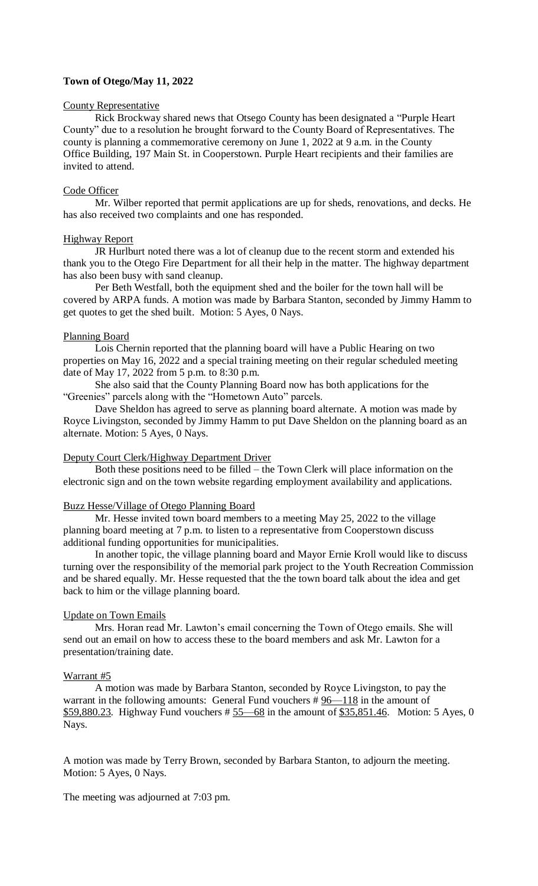**Town of Otego/May 11, 2022**

County Representative

Rick Brockway shared news that Otsego County has been designated a "Purple Heart County" due to a resolution he brought forward to the County Board of Representatives. The county is planning a commemorative ceremony on June 1, 2022 at 9 a.m. in the County Office Building, 197 Main St. in Cooperstown. Purple Heart recipients and their families are invited to attend.

Code Officer

Mr. Wilber reported that permit applications are up for sheds, renovations, and decks. He has also received two complaints and one has responded.

Highway Report

JR Hurlburt noted there was a lot of cleanup due to the recent storm and extended his thank you to the Otego Fire Department for all their help in the matter. The highway department has also been busy with sand cleanup.

Per Beth Westfall, both the equipment shed and the boiler for the town hall will be covered by ARPA funds. A motion was made by Barbara Stanton, seconded by Jimmy Hamm to get quotes to get the shed built. Motion: 5 Ayes, 0 Nays.

Planning Board

Lois Chernin reported that the planning board will have a Public Hearing on two properties on May 16, 2022 and a special training meeting on their regular scheduled meeting date of May 17, 2022 from 5 p.m. to 8:30 p.m.

She also said that the County Planning Board now has both applications for the "Greenies" parcels along with the "Hometown Auto" parcels.

Dave Sheldon has agreed to serve as planning board alternate. A motion was made by Royce Livingston, seconded by Jimmy Hamm to put Dave Sheldon on the planning board as an alternate. Motion: 5 Ayes, 0 Nays.

Deputy Court Clerk/Highway Department Driver

Both these positions need to be filled – the Town Clerk will place information on the electronic sign and on the town website regarding employment availability and applications.

Buzz Hesse/Village of Otego Planning Board

Mr. Hesse invited town board members to a meeting May 25, 2022 to the village planning board meeting at 7 p.m. to listen to a representative from Cooperstown discuss additional funding opportunities for municipalities.

In another topic, the village planning board and Mayor Ernie Kroll would like to discuss turning over the responsibility of the memorial park project to the Youth Recreation Commission and be shared equally. Mr. Hesse requested that the the town board talk about the idea and get back to him or the village planning board.

Update on Town Emails

Mrs. Horan read Mr. Lawton's email concerning the Town of Otego emails. She will send out an email on how to access these to the board members and ask Mr. Lawton for a presentation/training date.

Warrant #5

A motion was made by Barbara Stanton, seconded by Royce Livingston, to pay the warrant in the following amounts: General Fund vouchers # 96—118 in the amount of $59,880.23. Highway Fund vouchers # 55—68 in the amount of $35,851.46. Motion: 5 Ayes, 0 Nays.

A motion was made by Terry Brown, seconded by Barbara Stanton, to adjourn the meeting. Motion: 5 Ayes, 0 Nays.

The meeting was adjourned at 7:03 pm.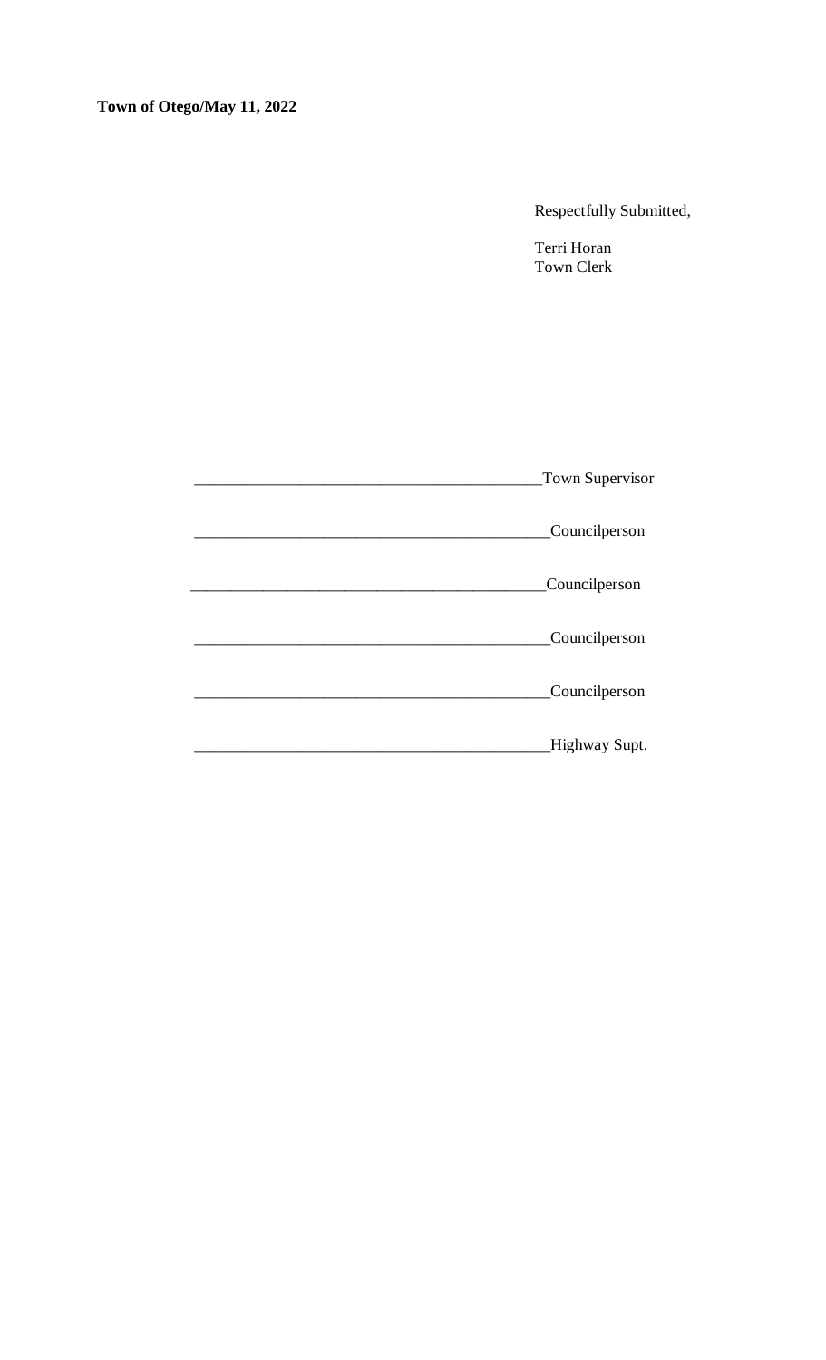**Town of Otego/May 11, 2022**

Respectfully Submitted,

Terri Horan
Town Clerk

____________________________________________Town Supervisor

____________________________________________Councilperson

____________________________________________Councilperson

____________________________________________Councilperson

____________________________________________Councilperson

____________________________________________Highway Supt.